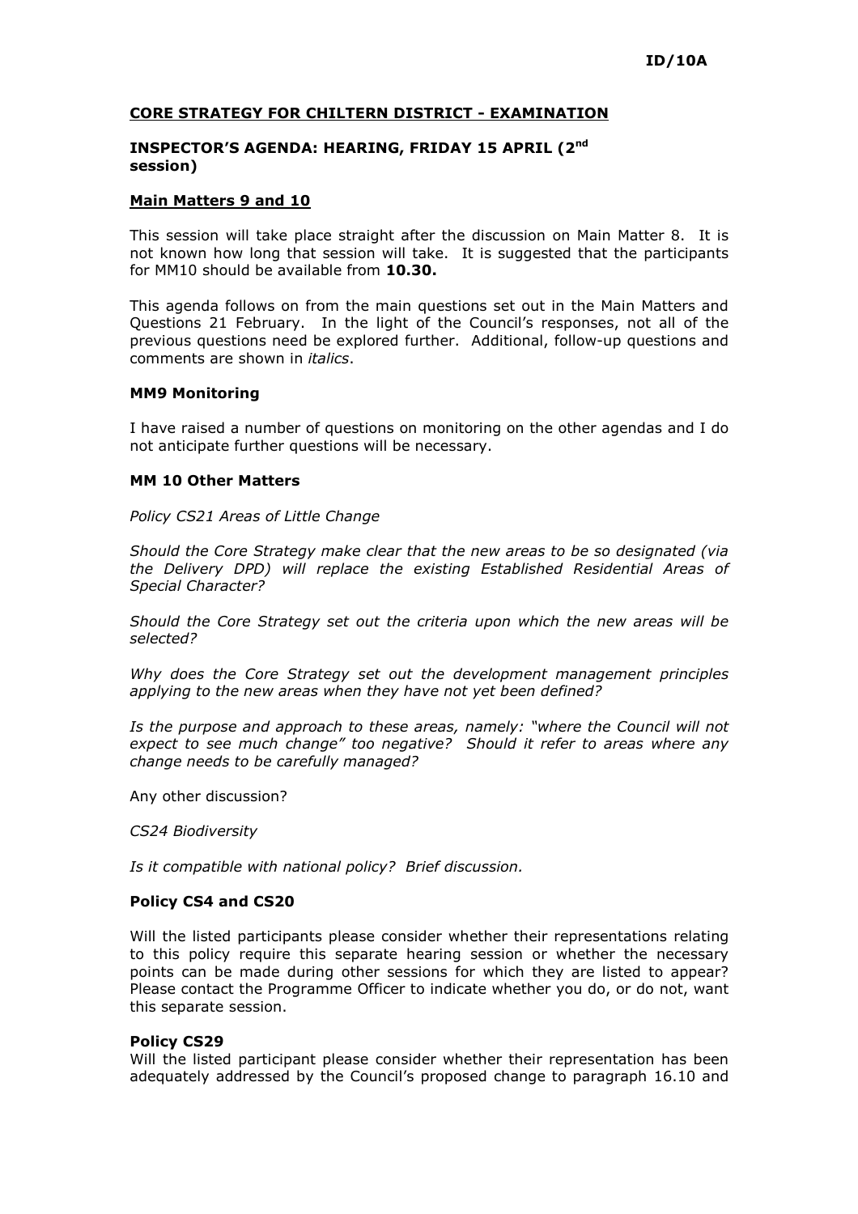**ID/10A**

## CORE STRATEGY FOR CHILTERN DISTRICT - EXAMINATION

### INSPECTOR'S AGENDA: HEARING, FRIDAY 15 APRIL (2nd session)

### Main Matters 9 and 10

This session will take place straight after the discussion on Main Matter 8. It is not known how long that session will take. It is suggested that the participants for MM10 should be available from **10.30.**

This agenda follows on from the main questions set out in the Main Matters and Questions 21 February. In the light of the Council's responses, not all of the previous questions need be explored further. Additional, follow-up questions and comments are shown in *italics*.

### MM9 Monitoring

I have raised a number of questions on monitoring on the other agendas and I do not anticipate further questions will be necessary.

### MM 10 Other Matters

*Policy CS21 Areas of Little Change*

*Should the Core Strategy make clear that the new areas to be so designated (via the Delivery DPD) will replace the existing Established Residential Areas of Special Character?*

*Should the Core Strategy set out the criteria upon which the new areas will be selected?*

*Why does the Core Strategy set out the development management principles applying to the new areas when they have not yet been defined?*

*Is the purpose and approach to these areas, namely: "where the Council will not expect to see much change" too negative? Should it refer to areas where any change needs to be carefully managed?*

Any other discussion?

*CS24 Biodiversity*

*Is it compatible with national policy? Brief discussion.*

### Policy CS4 and CS20

Will the listed participants please consider whether their representations relating to this policy require this separate hearing session or whether the necessary points can be made during other sessions for which they are listed to appear? Please contact the Programme Officer to indicate whether you do, or do not, want this separate session.

### Policy CS29

Will the listed participant please consider whether their representation has been adequately addressed by the Council's proposed change to paragraph 16.10 and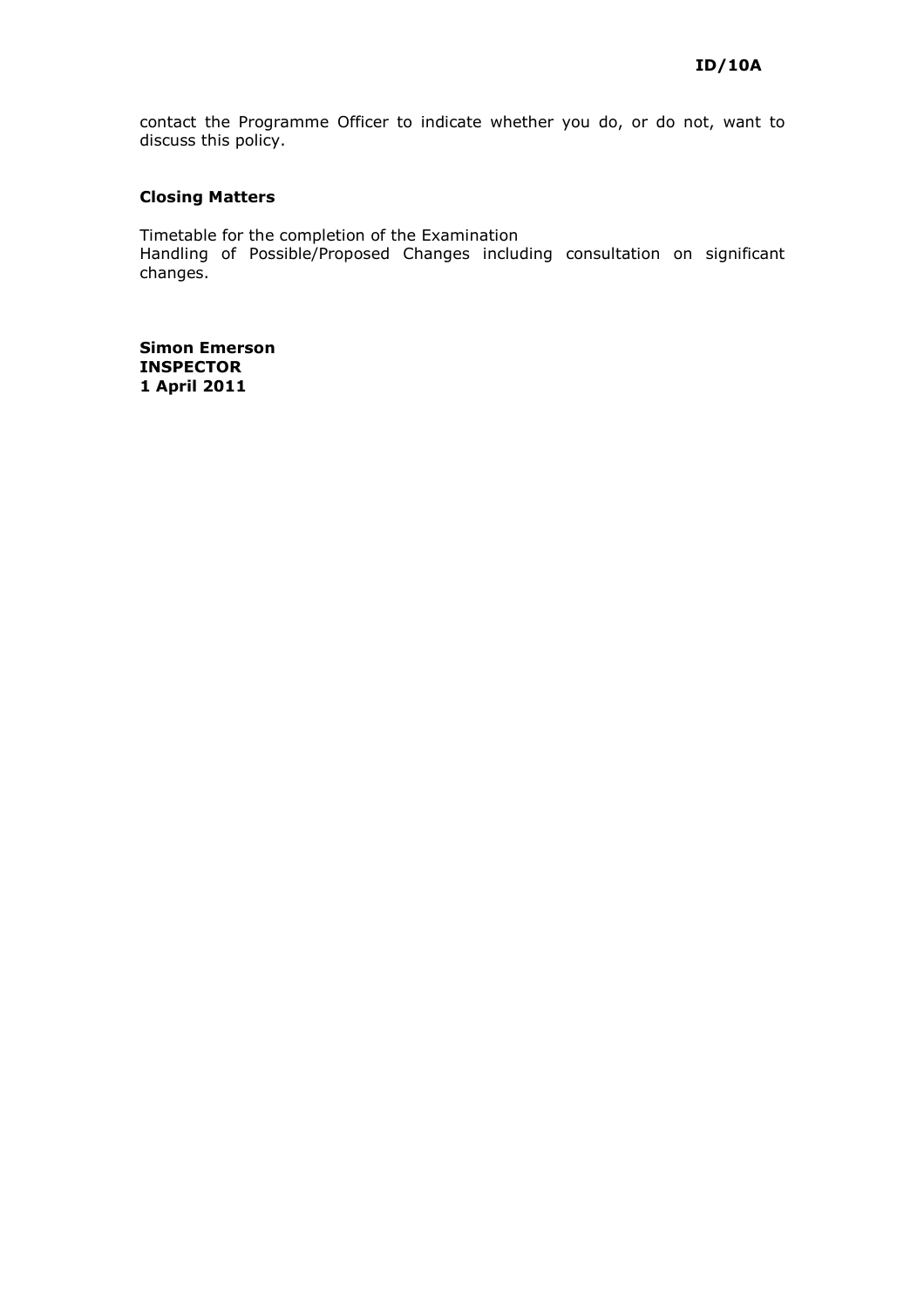contact the Programme Officer to indicate whether you do, or do not, want to discuss this policy.

**Closing Matters**

Timetable for the completion of the Examination
Handling of Possible/Proposed Changes including consultation on significant changes.

**Simon Emerson**
**INSPECTOR**
**1 April 2011**